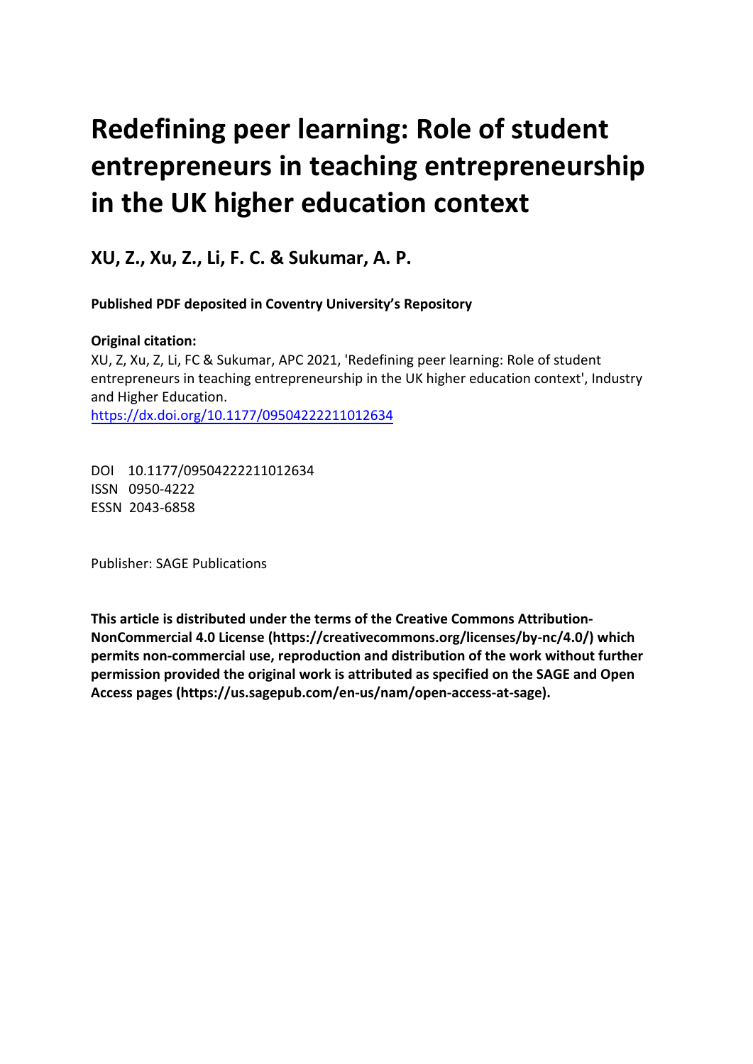# Redefining peer learning: Role of student entrepreneurs in teaching entrepreneurship in the UK higher education context

**XU, Z., Xu, Z., Li, F. C. & Sukumar, A. P.**

**Published PDF deposited in Coventry University's Repository**

**Original citation:**

XU, Z, Xu, Z, Li, FC & Sukumar, APC 2021, 'Redefining peer learning: Role of student entrepreneurs in teaching entrepreneurship in the UK higher education context', Industry and Higher Education.

https://dx.doi.org/10.1177/09504222211012634

DOI 10.1177/09504222211012634
ISSN 0950-4222
ESSN 2043-6858

Publisher: SAGE Publications

**This article is distributed under the terms of the Creative Commons Attribution-NonCommercial 4.0 License (https://creativecommons.org/licenses/by-nc/4.0/) which permits non-commercial use, reproduction and distribution of the work without further permission provided the original work is attributed as specified on the SAGE and Open Access pages (https://us.sagepub.com/en-us/nam/open-access-at-sage).**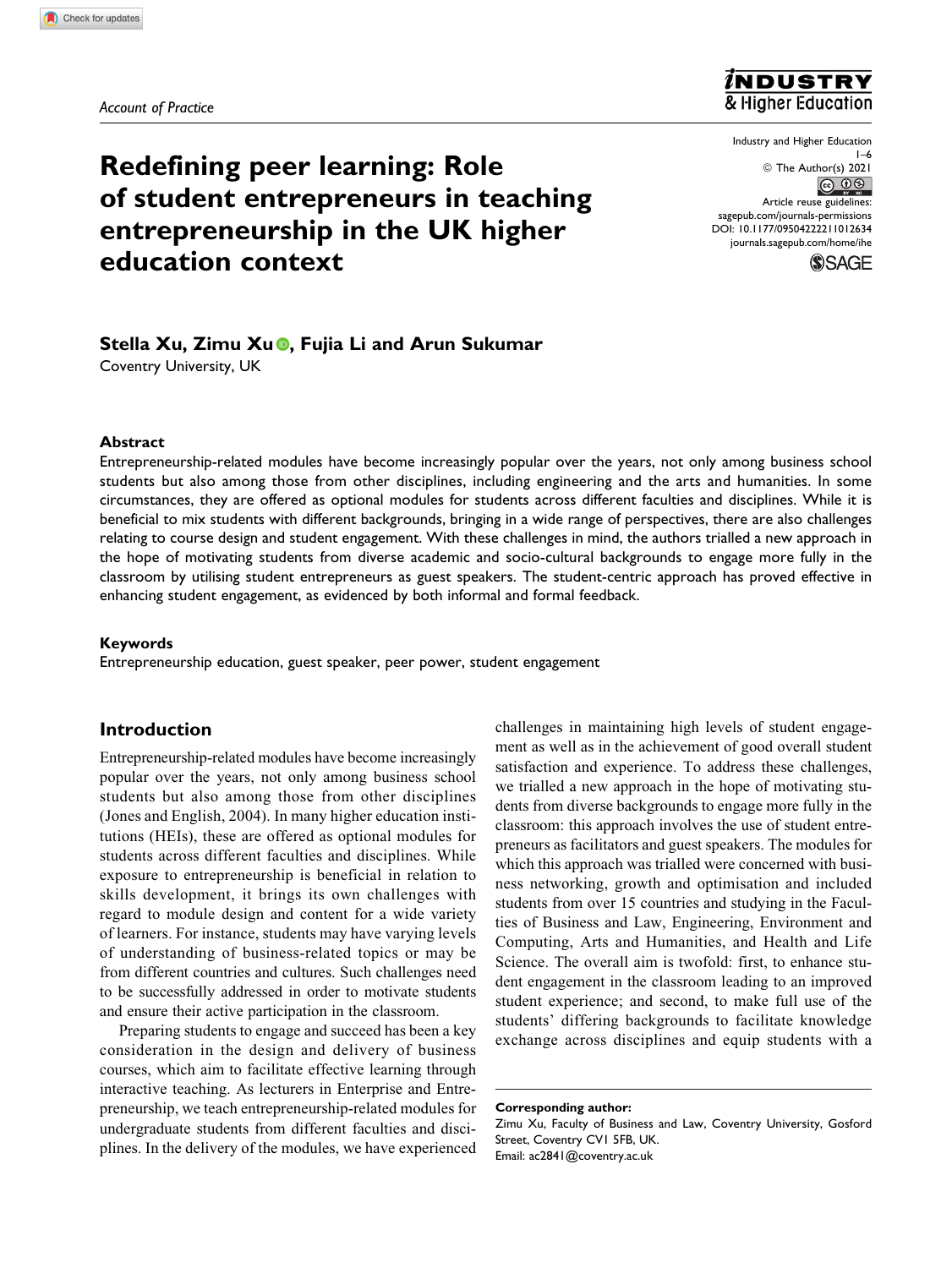*Account of Practice*

# Redefining peer learning: Role of student entrepreneurs in teaching entrepreneurship in the UK higher education context

**Stella Xu, Zimu Xu, Fujia Li and Arun Sukumar**

Coventry University, UK

## Abstract

Entrepreneurship-related modules have become increasingly popular over the years, not only among business school students but also among those from other disciplines, including engineering and the arts and humanities. In some circumstances, they are offered as optional modules for students across different faculties and disciplines. While it is beneficial to mix students with different backgrounds, bringing in a wide range of perspectives, there are also challenges relating to course design and student engagement. With these challenges in mind, the authors trialled a new approach in the hope of motivating students from diverse academic and socio-cultural backgrounds to engage more fully in the classroom by utilising student entrepreneurs as guest speakers. The student-centric approach has proved effective in enhancing student engagement, as evidenced by both informal and formal feedback.

## Keywords

Entrepreneurship education, guest speaker, peer power, student engagement

## Introduction

Entrepreneurship-related modules have become increasingly popular over the years, not only among business school students but also among those from other disciplines (Jones and English, 2004). In many higher education institutions (HEIs), these are offered as optional modules for students across different faculties and disciplines. While exposure to entrepreneurship is beneficial in relation to skills development, it brings its own challenges with regard to module design and content for a wide variety of learners. For instance, students may have varying levels of understanding of business-related topics or may be from different countries and cultures. Such challenges need to be successfully addressed in order to motivate students and ensure their active participation in the classroom.

Preparing students to engage and succeed has been a key consideration in the design and delivery of business courses, which aim to facilitate effective learning through interactive teaching. As lecturers in Enterprise and Entrepreneurship, we teach entrepreneurship-related modules for undergraduate students from different faculties and disciplines. In the delivery of the modules, we have experienced challenges in maintaining high levels of student engagement as well as in the achievement of good overall student satisfaction and experience. To address these challenges, we trialled a new approach in the hope of motivating students from diverse backgrounds to engage more fully in the classroom: this approach involves the use of student entrepreneurs as facilitators and guest speakers. The modules for which this approach was trialled were concerned with business networking, growth and optimisation and included students from over 15 countries and studying in the Faculties of Business and Law, Engineering, Environment and Computing, Arts and Humanities, and Health and Life Science. The overall aim is twofold: first, to enhance student engagement in the classroom leading to an improved student experience; and second, to make full use of the students' differing backgrounds to facilitate knowledge exchange across disciplines and equip students with a

**Corresponding author:**
Zimu Xu, Faculty of Business and Law, Coventry University, Gosford Street, Coventry CV1 5FB, UK.
Email: ac2841@coventry.ac.uk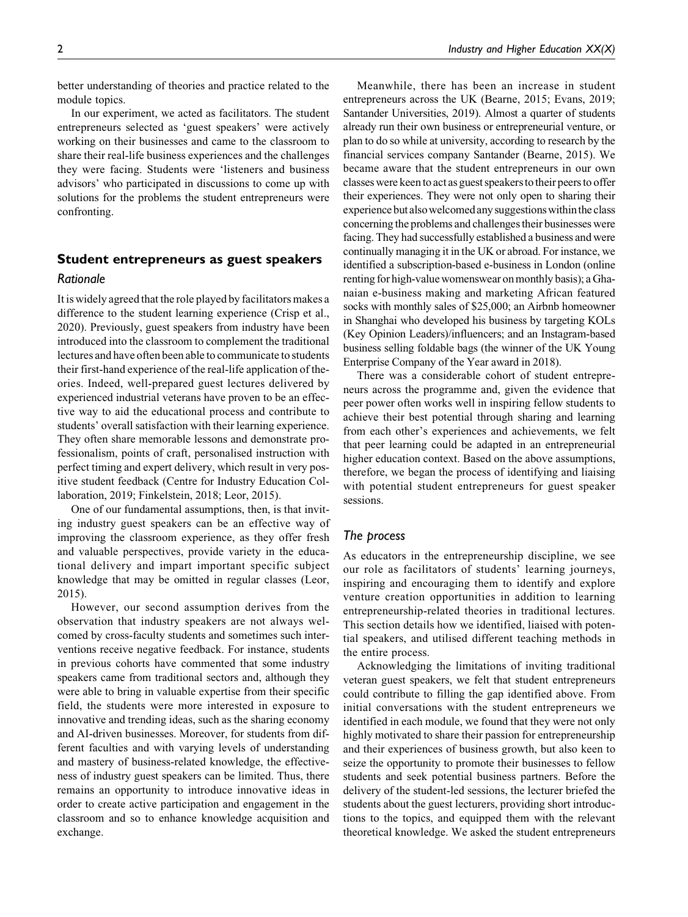better understanding of theories and practice related to the module topics.

In our experiment, we acted as facilitators. The student entrepreneurs selected as 'guest speakers' were actively working on their businesses and came to the classroom to share their real-life business experiences and the challenges they were facing. Students were 'listeners and business advisors' who participated in discussions to come up with solutions for the problems the student entrepreneurs were confronting.

## Student entrepreneurs as guest speakers

### Rationale

It is widely agreed that the role played by facilitators makes a difference to the student learning experience (Crisp et al., 2020). Previously, guest speakers from industry have been introduced into the classroom to complement the traditional lectures and have often been able to communicate to students their first-hand experience of the real-life application of theories. Indeed, well-prepared guest lectures delivered by experienced industrial veterans have proven to be an effective way to aid the educational process and contribute to students' overall satisfaction with their learning experience. They often share memorable lessons and demonstrate professionalism, points of craft, personalised instruction with perfect timing and expert delivery, which result in very positive student feedback (Centre for Industry Education Collaboration, 2019; Finkelstein, 2018; Leor, 2015).

One of our fundamental assumptions, then, is that inviting industry guest speakers can be an effective way of improving the classroom experience, as they offer fresh and valuable perspectives, provide variety in the educational delivery and impart important specific subject knowledge that may be omitted in regular classes (Leor, 2015).

However, our second assumption derives from the observation that industry speakers are not always welcomed by cross-faculty students and sometimes such interventions receive negative feedback. For instance, students in previous cohorts have commented that some industry speakers came from traditional sectors and, although they were able to bring in valuable expertise from their specific field, the students were more interested in exposure to innovative and trending ideas, such as the sharing economy and AI-driven businesses. Moreover, for students from different faculties and with varying levels of understanding and mastery of business-related knowledge, the effectiveness of industry guest speakers can be limited. Thus, there remains an opportunity to introduce innovative ideas in order to create active participation and engagement in the classroom and so to enhance knowledge acquisition and exchange.

Meanwhile, there has been an increase in student entrepreneurs across the UK (Bearne, 2015; Evans, 2019; Santander Universities, 2019). Almost a quarter of students already run their own business or entrepreneurial venture, or plan to do so while at university, according to research by the financial services company Santander (Bearne, 2015). We became aware that the student entrepreneurs in our own classes were keen to act as guest speakers to their peers to offer their experiences. They were not only open to sharing their experience but also welcomed any suggestions within the class concerning the problems and challenges their businesses were facing. They had successfully established a business and were continually managing it in the UK or abroad. For instance, we identified a subscription-based e-business in London (online renting for high-value womenswear on monthly basis); a Ghanaian e-business making and marketing African featured socks with monthly sales of $25,000; an Airbnb homeowner in Shanghai who developed his business by targeting KOLs (Key Opinion Leaders)/influencers; and an Instagram-based business selling foldable bags (the winner of the UK Young Enterprise Company of the Year award in 2018).

There was a considerable cohort of student entrepreneurs across the programme and, given the evidence that peer power often works well in inspiring fellow students to achieve their best potential through sharing and learning from each other's experiences and achievements, we felt that peer learning could be adapted in an entrepreneurial higher education context. Based on the above assumptions, therefore, we began the process of identifying and liaising with potential student entrepreneurs for guest speaker sessions.

### The process

As educators in the entrepreneurship discipline, we see our role as facilitators of students' learning journeys, inspiring and encouraging them to identify and explore venture creation opportunities in addition to learning entrepreneurship-related theories in traditional lectures. This section details how we identified, liaised with potential speakers, and utilised different teaching methods in the entire process.

Acknowledging the limitations of inviting traditional veteran guest speakers, we felt that student entrepreneurs could contribute to filling the gap identified above. From initial conversations with the student entrepreneurs we identified in each module, we found that they were not only highly motivated to share their passion for entrepreneurship and their experiences of business growth, but also keen to seize the opportunity to promote their businesses to fellow students and seek potential business partners. Before the delivery of the student-led sessions, the lecturer briefed the students about the guest lecturers, providing short introductions to the topics, and equipped them with the relevant theoretical knowledge. We asked the student entrepreneurs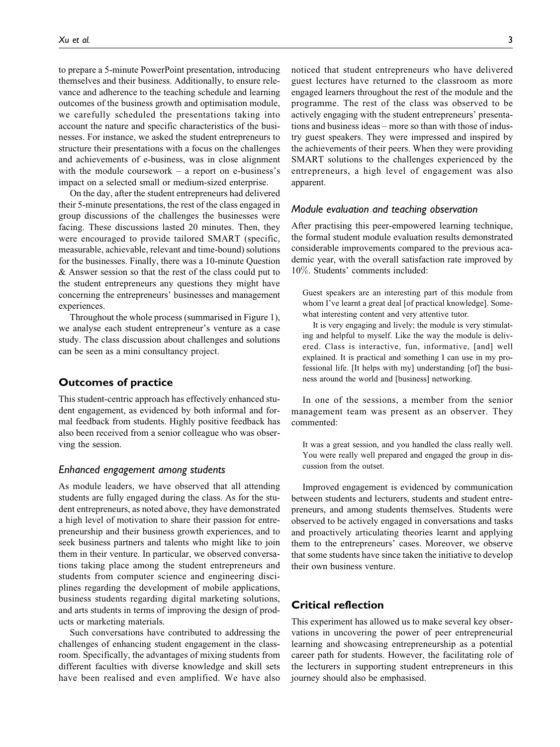to prepare a 5-minute PowerPoint presentation, introducing themselves and their business. Additionally, to ensure relevance and adherence to the teaching schedule and learning outcomes of the business growth and optimisation module, we carefully scheduled the presentations taking into account the nature and specific characteristics of the businesses. For instance, we asked the student entrepreneurs to structure their presentations with a focus on the challenges and achievements of e-business, was in close alignment with the module coursework – a report on e-business's impact on a selected small or medium-sized enterprise.

On the day, after the student entrepreneurs had delivered their 5-minute presentations, the rest of the class engaged in group discussions of the challenges the businesses were facing. These discussions lasted 20 minutes. Then, they were encouraged to provide tailored SMART (specific, measurable, achievable, relevant and time-bound) solutions for the businesses. Finally, there was a 10-minute Question & Answer session so that the rest of the class could put to the student entrepreneurs any questions they might have concerning the entrepreneurs' businesses and management experiences.

Throughout the whole process (summarised in Figure 1), we analyse each student entrepreneur's venture as a case study. The class discussion about challenges and solutions can be seen as a mini consultancy project.

## Outcomes of practice

This student-centric approach has effectively enhanced student engagement, as evidenced by both informal and formal feedback from students. Highly positive feedback has also been received from a senior colleague who was observing the session.

### *Enhanced engagement among students*

As module leaders, we have observed that all attending students are fully engaged during the class. As for the student entrepreneurs, as noted above, they have demonstrated a high level of motivation to share their passion for entrepreneurship and their business growth experiences, and to seek business partners and talents who might like to join them in their venture. In particular, we observed conversations taking place among the student entrepreneurs and students from computer science and engineering disciplines regarding the development of mobile applications, business students regarding digital marketing solutions, and arts students in terms of improving the design of products or marketing materials.

Such conversations have contributed to addressing the challenges of enhancing student engagement in the classroom. Specifically, the advantages of mixing students from different faculties with diverse knowledge and skill sets have been realised and even amplified. We have also noticed that student entrepreneurs who have delivered guest lectures have returned to the classroom as more engaged learners throughout the rest of the module and the programme. The rest of the class was observed to be actively engaging with the student entrepreneurs' presentations and business ideas – more so than with those of industry guest speakers. They were impressed and inspired by the achievements of their peers. When they were providing SMART solutions to the challenges experienced by the entrepreneurs, a high level of engagement was also apparent.

### *Module evaluation and teaching observation*

After practising this peer-empowered learning technique, the formal student module evaluation results demonstrated considerable improvements compared to the previous academic year, with the overall satisfaction rate improved by 10%. Students' comments included:

> Guest speakers are an interesting part of this module from whom I've learnt a great deal [of practical knowledge]. Somewhat interesting content and very attentive tutor.
>
> It is very engaging and lively; the module is very stimulating and helpful to myself. Like the way the module is delivered. Class is interactive, fun, informative, [and] well explained. It is practical and something I can use in my professional life. [It helps with my] understanding [of] the business around the world and [business] networking.

In one of the sessions, a member from the senior management team was present as an observer. They commented:

> It was a great session, and you handled the class really well. You were really well prepared and engaged the group in discussion from the outset.

Improved engagement is evidenced by communication between students and lecturers, students and student entrepreneurs, and among students themselves. Students were observed to be actively engaged in conversations and tasks and proactively articulating theories learnt and applying them to the entrepreneurs' cases. Moreover, we observe that some students have since taken the initiative to develop their own business venture.

## Critical reflection

This experiment has allowed us to make several key observations in uncovering the power of peer entrepreneurial learning and showcasing entrepreneurship as a potential career path for students. However, the facilitating role of the lecturers in supporting student entrepreneurs in this journey should also be emphasised.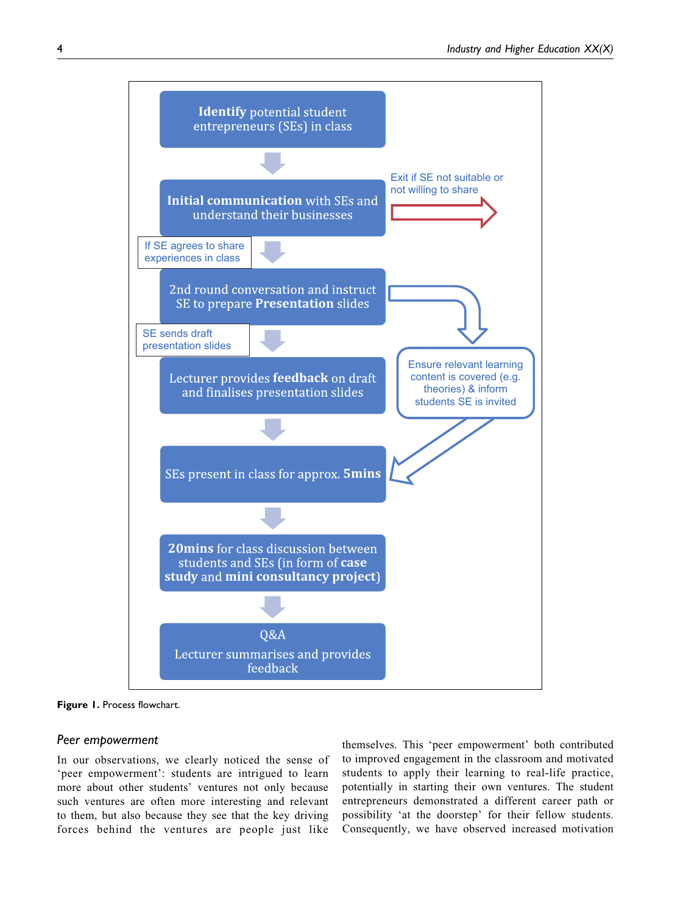Identify potential student entrepreneurs (SEs) in class

Initial communication with SEs and understand their businesses

Exit if SE not suitable or not willing to share

If SE agrees to share experiences in class

2nd round conversation and instruct SE to prepare Presentation slides

SE sends draft presentation slides

Lecturer provides feedback on draft and finalises presentation slides

Ensure relevant learning content is covered (e.g. theories) & inform students SE is invited

SEs present in class for approx. 5mins

20mins for class discussion between students and SEs (in form of case study and mini consultancy project)

Q&A
Lecturer summarises and provides feedback

**Figure 1.** Process flowchart.

### *Peer empowerment*

In our observations, we clearly noticed the sense of 'peer empowerment': students are intrigued to learn more about other students' ventures not only because such ventures are often more interesting and relevant to them, but also because they see that the key driving forces behind the ventures are people just like themselves. This 'peer empowerment' both contributed to improved engagement in the classroom and motivated students to apply their learning to real-life practice, potentially in starting their own ventures. The student entrepreneurs demonstrated a different career path or possibility 'at the doorstep' for their fellow students. Consequently, we have observed increased motivation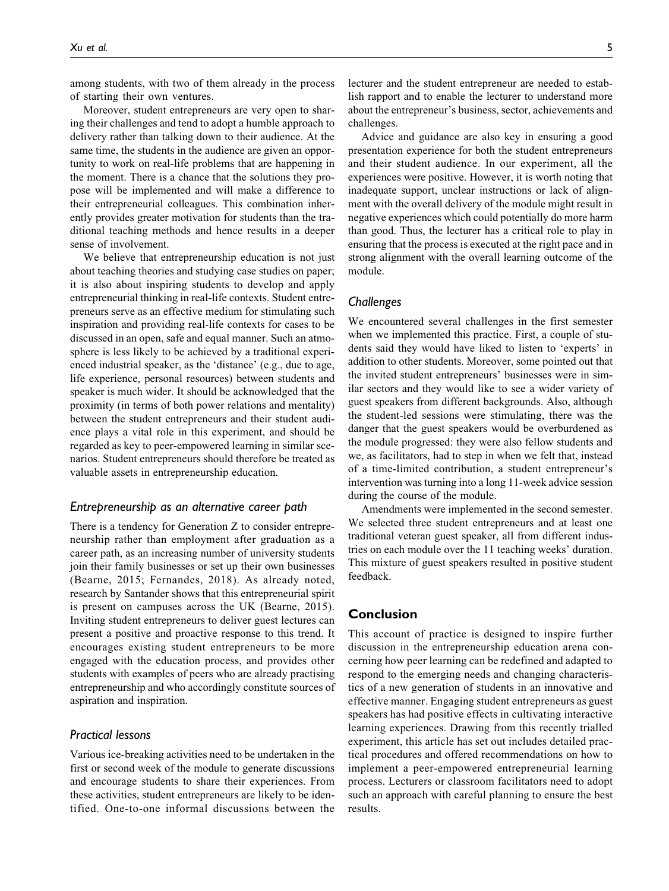among students, with two of them already in the process of starting their own ventures.

Moreover, student entrepreneurs are very open to sharing their challenges and tend to adopt a humble approach to delivery rather than talking down to their audience. At the same time, the students in the audience are given an opportunity to work on real-life problems that are happening in the moment. There is a chance that the solutions they propose will be implemented and will make a difference to their entrepreneurial colleagues. This combination inherently provides greater motivation for students than the traditional teaching methods and hence results in a deeper sense of involvement.

We believe that entrepreneurship education is not just about teaching theories and studying case studies on paper; it is also about inspiring students to develop and apply entrepreneurial thinking in real-life contexts. Student entrepreneurs serve as an effective medium for stimulating such inspiration and providing real-life contexts for cases to be discussed in an open, safe and equal manner. Such an atmosphere is less likely to be achieved by a traditional experienced industrial speaker, as the 'distance' (e.g., due to age, life experience, personal resources) between students and speaker is much wider. It should be acknowledged that the proximity (in terms of both power relations and mentality) between the student entrepreneurs and their student audience plays a vital role in this experiment, and should be regarded as key to peer-empowered learning in similar scenarios. Student entrepreneurs should therefore be treated as valuable assets in entrepreneurship education.

### *Entrepreneurship as an alternative career path*

There is a tendency for Generation Z to consider entrepreneurship rather than employment after graduation as a career path, as an increasing number of university students join their family businesses or set up their own businesses (Bearne, 2015; Fernandes, 2018). As already noted, research by Santander shows that this entrepreneurial spirit is present on campuses across the UK (Bearne, 2015). Inviting student entrepreneurs to deliver guest lectures can present a positive and proactive response to this trend. It encourages existing student entrepreneurs to be more engaged with the education process, and provides other students with examples of peers who are already practising entrepreneurship and who accordingly constitute sources of aspiration and inspiration.

### *Practical lessons*

Various ice-breaking activities need to be undertaken in the first or second week of the module to generate discussions and encourage students to share their experiences. From these activities, student entrepreneurs are likely to be identified. One-to-one informal discussions between the lecturer and the student entrepreneur are needed to establish rapport and to enable the lecturer to understand more about the entrepreneur's business, sector, achievements and challenges.

Advice and guidance are also key in ensuring a good presentation experience for both the student entrepreneurs and their student audience. In our experiment, all the experiences were positive. However, it is worth noting that inadequate support, unclear instructions or lack of alignment with the overall delivery of the module might result in negative experiences which could potentially do more harm than good. Thus, the lecturer has a critical role to play in ensuring that the process is executed at the right pace and in strong alignment with the overall learning outcome of the module.

### *Challenges*

We encountered several challenges in the first semester when we implemented this practice. First, a couple of students said they would have liked to listen to 'experts' in addition to other students. Moreover, some pointed out that the invited student entrepreneurs' businesses were in similar sectors and they would like to see a wider variety of guest speakers from different backgrounds. Also, although the student-led sessions were stimulating, there was the danger that the guest speakers would be overburdened as the module progressed: they were also fellow students and we, as facilitators, had to step in when we felt that, instead of a time-limited contribution, a student entrepreneur's intervention was turning into a long 11-week advice session during the course of the module.

Amendments were implemented in the second semester. We selected three student entrepreneurs and at least one traditional veteran guest speaker, all from different industries on each module over the 11 teaching weeks' duration. This mixture of guest speakers resulted in positive student feedback.

## Conclusion

This account of practice is designed to inspire further discussion in the entrepreneurship education arena concerning how peer learning can be redefined and adapted to respond to the emerging needs and changing characteristics of a new generation of students in an innovative and effective manner. Engaging student entrepreneurs as guest speakers has had positive effects in cultivating interactive learning experiences. Drawing from this recently trialled experiment, this article has set out includes detailed practical procedures and offered recommendations on how to implement a peer-empowered entrepreneurial learning process. Lecturers or classroom facilitators need to adopt such an approach with careful planning to ensure the best results.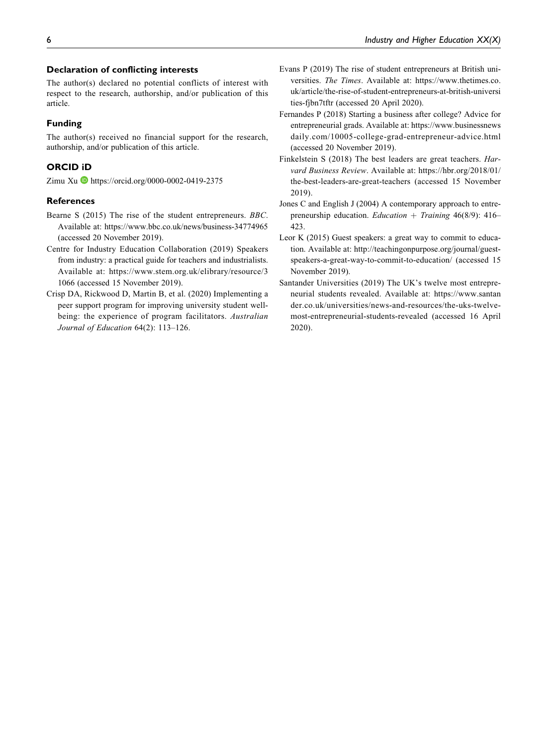## Declaration of conflicting interests

The author(s) declared no potential conflicts of interest with respect to the research, authorship, and/or publication of this article.

## Funding

The author(s) received no financial support for the research, authorship, and/or publication of this article.

## ORCID iD

Zimu Xu https://orcid.org/0000-0002-0419-2375

## References

Bearne S (2015) The rise of the student entrepreneurs. *BBC*. Available at: https://www.bbc.co.uk/news/business-34774965 (accessed 20 November 2019).

Centre for Industry Education Collaboration (2019) Speakers from industry: a practical guide for teachers and industrialists. Available at: https://www.stem.org.uk/elibrary/resource/31066 (accessed 15 November 2019).

Crisp DA, Rickwood D, Martin B, et al. (2020) Implementing a peer support program for improving university student wellbeing: the experience of program facilitators. *Australian Journal of Education* 64(2): 113–126.

Evans P (2019) The rise of student entrepreneurs at British universities. *The Times*. Available at: https://www.thetimes.co.uk/article/the-rise-of-student-entrepreneurs-at-british-universities-fjbn7tftr (accessed 20 April 2020).

Fernandes P (2018) Starting a business after college? Advice for entrepreneurial grads. Available at: https://www.businessnewsdaily.com/10005-college-grad-entrepreneur-advice.html (accessed 20 November 2019).

Finkelstein S (2018) The best leaders are great teachers. *Harvard Business Review*. Available at: https://hbr.org/2018/01/the-best-leaders-are-great-teachers (accessed 15 November 2019).

Jones C and English J (2004) A contemporary approach to entrepreneurship education. *Education + Training* 46(8/9): 416–423.

Leor K (2015) Guest speakers: a great way to commit to education. Available at: http://teachingonpurpose.org/journal/guest-speakers-a-great-way-to-commit-to-education/ (accessed 15 November 2019).

Santander Universities (2019) The UK's twelve most entrepreneurial students revealed. Available at: https://www.santander.co.uk/universities/news-and-resources/the-uks-twelve-most-entrepreneurial-students-revealed (accessed 16 April 2020).